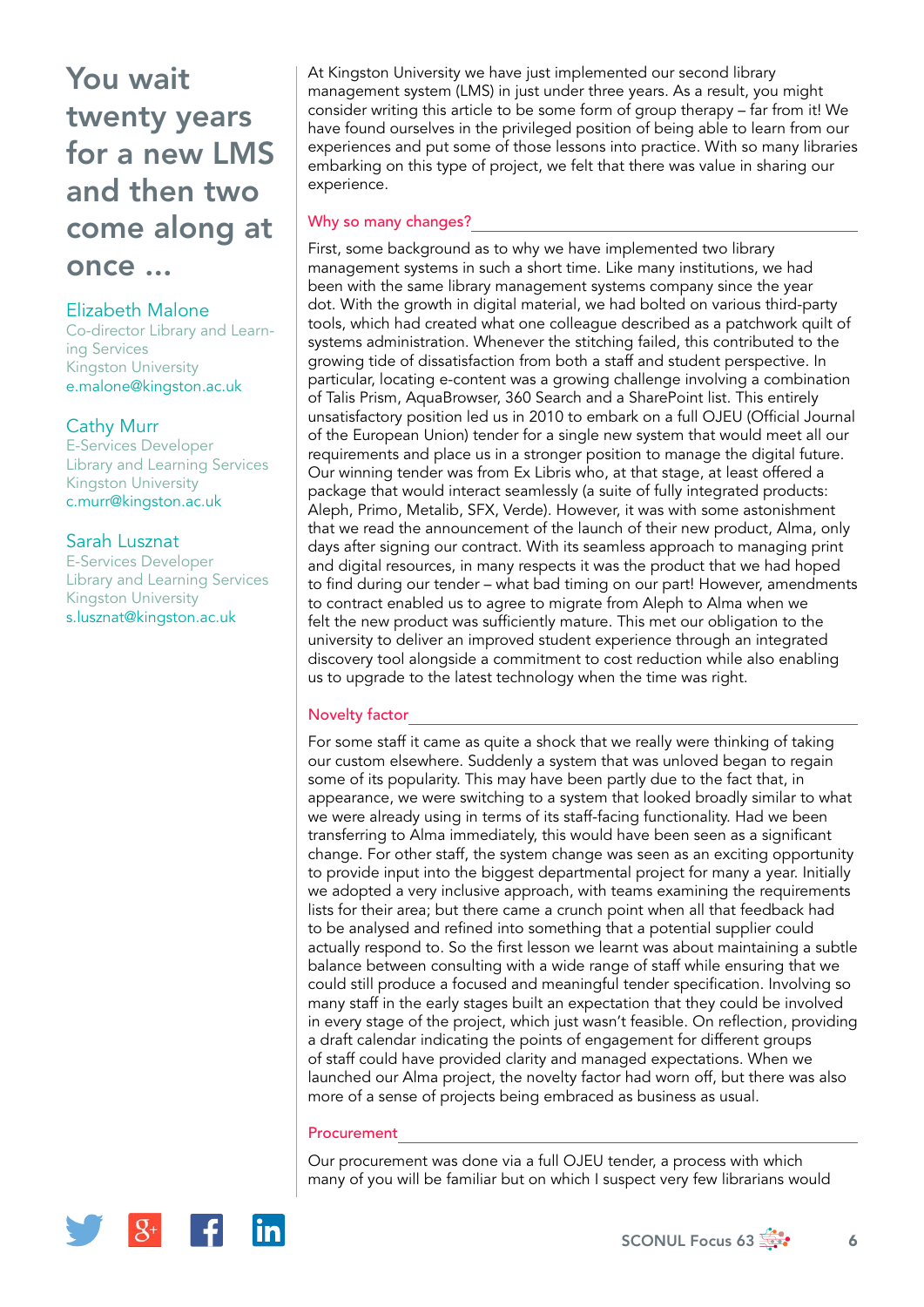# You wait twenty years for a new LMS and then two come along at once …

**Elizabeth Malone**
Co-director Library and Learning Services
Kingston University
e.malone@kingston.ac.uk

**Cathy Murr**
E-Services Developer
Library and Learning Services
Kingston University
c.murr@kingston.ac.uk

**Sarah Lusznat**
E-Services Developer
Library and Learning Services
Kingston University
s.lusznat@kingston.ac.uk

At Kingston University we have just implemented our second library management system (LMS) in just under three years. As a result, you might consider writing this article to be some form of group therapy – far from it! We have found ourselves in the privileged position of being able to learn from our experiences and put some of those lessons into practice. With so many libraries embarking on this type of project, we felt that there was value in sharing our experience.

## Why so many changes?

First, some background as to why we have implemented two library management systems in such a short time. Like many institutions, we had been with the same library management systems company since the year dot. With the growth in digital material, we had bolted on various third-party tools, which had created what one colleague described as a patchwork quilt of systems administration. Whenever the stitching failed, this contributed to the growing tide of dissatisfaction from both a staff and student perspective. In particular, locating e-content was a growing challenge involving a combination of Talis Prism, AquaBrowser, 360 Search and a SharePoint list. This entirely unsatisfactory position led us in 2010 to embark on a full OJEU (Official Journal of the European Union) tender for a single new system that would meet all our requirements and place us in a stronger position to manage the digital future. Our winning tender was from Ex Libris who, at that stage, at least offered a package that would interact seamlessly (a suite of fully integrated products: Aleph, Primo, Metalib, SFX, Verde). However, it was with some astonishment that we read the announcement of the launch of their new product, Alma, only days after signing our contract. With its seamless approach to managing print and digital resources, in many respects it was the product that we had hoped to find during our tender – what bad timing on our part! However, amendments to contract enabled us to agree to migrate from Aleph to Alma when we felt the new product was sufficiently mature. This met our obligation to the university to deliver an improved student experience through an integrated discovery tool alongside a commitment to cost reduction while also enabling us to upgrade to the latest technology when the time was right.

## Novelty factor

For some staff it came as quite a shock that we really were thinking of taking our custom elsewhere. Suddenly a system that was unloved began to regain some of its popularity. This may have been partly due to the fact that, in appearance, we were switching to a system that looked broadly similar to what we were already using in terms of its staff-facing functionality. Had we been transferring to Alma immediately, this would have been seen as a significant change. For other staff, the system change was seen as an exciting opportunity to provide input into the biggest departmental project for many a year. Initially we adopted a very inclusive approach, with teams examining the requirements lists for their area; but there came a crunch point when all that feedback had to be analysed and refined into something that a potential supplier could actually respond to. So the first lesson we learnt was about maintaining a subtle balance between consulting with a wide range of staff while ensuring that we could still produce a focused and meaningful tender specification. Involving so many staff in the early stages built an expectation that they could be involved in every stage of the project, which just wasn't feasible. On reflection, providing a draft calendar indicating the points of engagement for different groups of staff could have provided clarity and managed expectations. When we launched our Alma project, the novelty factor had worn off, but there was also more of a sense of projects being embraced as business as usual.

## Procurement

Our procurement was done via a full OJEU tender, a process with which many of you will be familiar but on which I suspect very few librarians would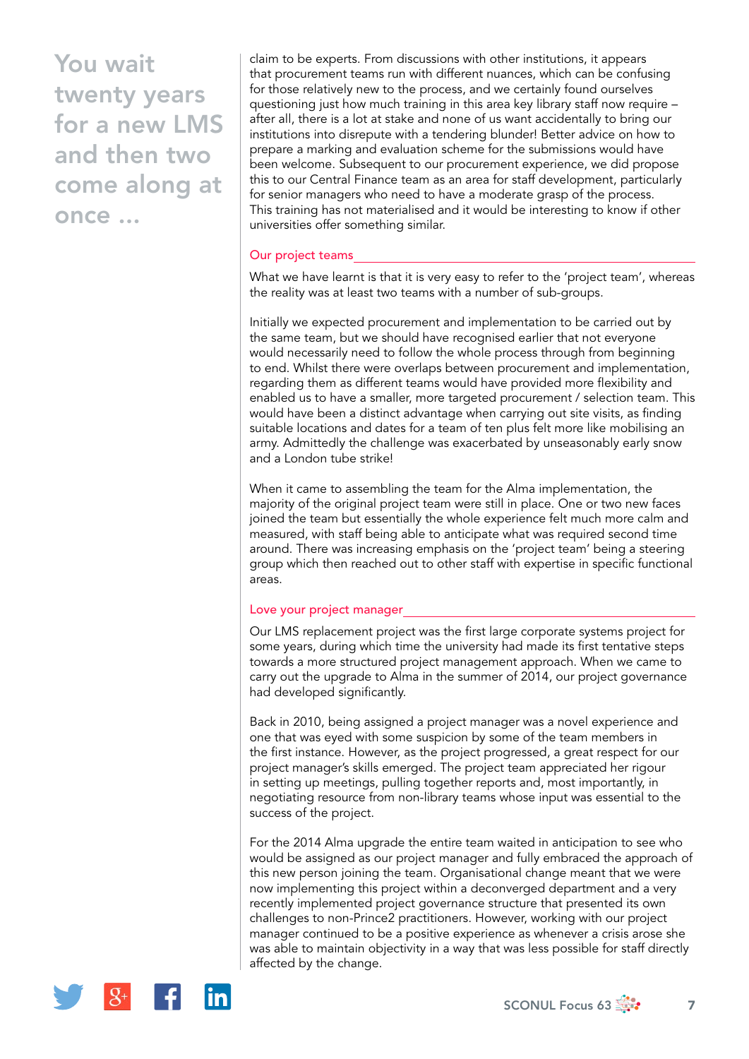claim to be experts. From discussions with other institutions, it appears that procurement teams run with different nuances, which can be confusing for those relatively new to the process, and we certainly found ourselves questioning just how much training in this area key library staff now require – after all, there is a lot at stake and none of us want accidentally to bring our institutions into disrepute with a tendering blunder! Better advice on how to prepare a marking and evaluation scheme for the submissions would have been welcome. Subsequent to our procurement experience, we did propose this to our Central Finance team as an area for staff development, particularly for senior managers who need to have a moderate grasp of the process. This training has not materialised and it would be interesting to know if other universities offer something similar.

## Our project teams

What we have learnt is that it is very easy to refer to the 'project team', whereas the reality was at least two teams with a number of sub-groups.

Initially we expected procurement and implementation to be carried out by the same team, but we should have recognised earlier that not everyone would necessarily need to follow the whole process through from beginning to end. Whilst there were overlaps between procurement and implementation, regarding them as different teams would have provided more flexibility and enabled us to have a smaller, more targeted procurement / selection team. This would have been a distinct advantage when carrying out site visits, as finding suitable locations and dates for a team of ten plus felt more like mobilising an army. Admittedly the challenge was exacerbated by unseasonably early snow and a London tube strike!

When it came to assembling the team for the Alma implementation, the majority of the original project team were still in place. One or two new faces joined the team but essentially the whole experience felt much more calm and measured, with staff being able to anticipate what was required second time around. There was increasing emphasis on the 'project team' being a steering group which then reached out to other staff with expertise in specific functional areas.

## Love your project manager

Our LMS replacement project was the first large corporate systems project for some years, during which time the university had made its first tentative steps towards a more structured project management approach. When we came to carry out the upgrade to Alma in the summer of 2014, our project governance had developed significantly.

Back in 2010, being assigned a project manager was a novel experience and one that was eyed with some suspicion by some of the team members in the first instance. However, as the project progressed, a great respect for our project manager's skills emerged. The project team appreciated her rigour in setting up meetings, pulling together reports and, most importantly, in negotiating resource from non-library teams whose input was essential to the success of the project.

For the 2014 Alma upgrade the entire team waited in anticipation to see who would be assigned as our project manager and fully embraced the approach of this new person joining the team. Organisational change meant that we were now implementing this project within a deconverged department and a very recently implemented project governance structure that presented its own challenges to non-Prince2 practitioners. However, working with our project manager continued to be a positive experience as whenever a crisis arose she was able to maintain objectivity in a way that was less possible for staff directly affected by the change.

> You wait twenty years for a new LMS and then two come along at once …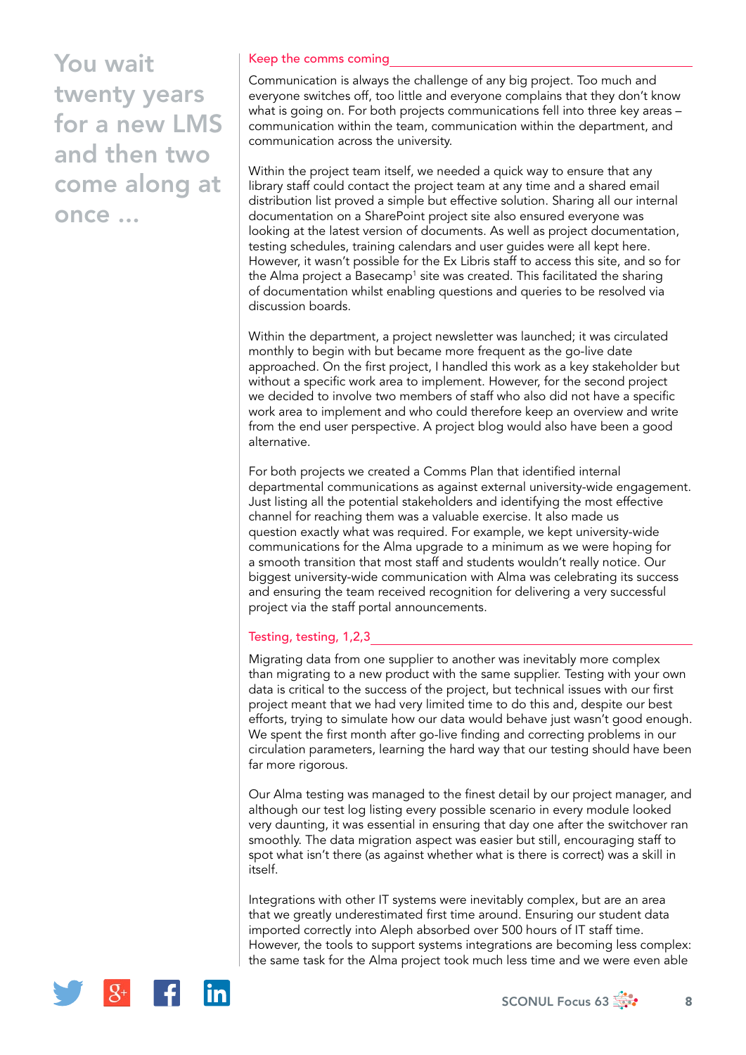# You wait twenty years for a new LMS and then two come along at once …

## Keep the comms coming

Communication is always the challenge of any big project. Too much and everyone switches off, too little and everyone complains that they don't know what is going on. For both projects communications fell into three key areas – communication within the team, communication within the department, and communication across the university.

Within the project team itself, we needed a quick way to ensure that any library staff could contact the project team at any time and a shared email distribution list proved a simple but effective solution. Sharing all our internal documentation on a SharePoint project site also ensured everyone was looking at the latest version of documents. As well as project documentation, testing schedules, training calendars and user guides were all kept here. However, it wasn't possible for the Ex Libris staff to access this site, and so for the Alma project a Basecamp[1] site was created. This facilitated the sharing of documentation whilst enabling questions and queries to be resolved via discussion boards.

Within the department, a project newsletter was launched; it was circulated monthly to begin with but became more frequent as the go-live date approached. On the first project, I handled this work as a key stakeholder but without a specific work area to implement. However, for the second project we decided to involve two members of staff who also did not have a specific work area to implement and who could therefore keep an overview and write from the end user perspective. A project blog would also have been a good alternative.

For both projects we created a Comms Plan that identified internal departmental communications as against external university-wide engagement. Just listing all the potential stakeholders and identifying the most effective channel for reaching them was a valuable exercise. It also made us question exactly what was required. For example, we kept university-wide communications for the Alma upgrade to a minimum as we were hoping for a smooth transition that most staff and students wouldn't really notice. Our biggest university-wide communication with Alma was celebrating its success and ensuring the team received recognition for delivering a very successful project via the staff portal announcements.

## Testing, testing, 1,2,3

Migrating data from one supplier to another was inevitably more complex than migrating to a new product with the same supplier. Testing with your own data is critical to the success of the project, but technical issues with our first project meant that we had very limited time to do this and, despite our best efforts, trying to simulate how our data would behave just wasn't good enough. We spent the first month after go-live finding and correcting problems in our circulation parameters, learning the hard way that our testing should have been far more rigorous.

Our Alma testing was managed to the finest detail by our project manager, and although our test log listing every possible scenario in every module looked very daunting, it was essential in ensuring that day one after the switchover ran smoothly. The data migration aspect was easier but still, encouraging staff to spot what isn't there (as against whether what is there is correct) was a skill in itself.

Integrations with other IT systems were inevitably complex, but are an area that we greatly underestimated first time around. Ensuring our student data imported correctly into Aleph absorbed over 500 hours of IT staff time. However, the tools to support systems integrations are becoming less complex: the same task for the Alma project took much less time and we were even able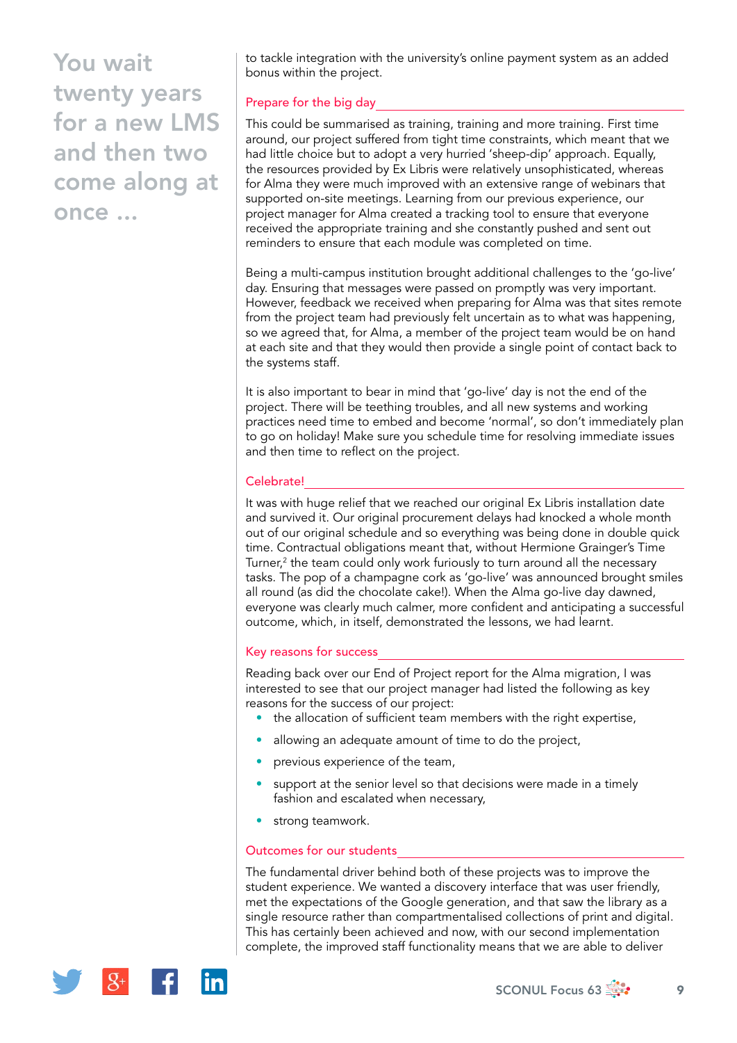You wait twenty years for a new LMS and then two come along at once ...

to tackle integration with the university's online payment system as an added bonus within the project.

## Prepare for the big day

This could be summarised as training, training and more training. First time around, our project suffered from tight time constraints, which meant that we had little choice but to adopt a very hurried 'sheep-dip' approach. Equally, the resources provided by Ex Libris were relatively unsophisticated, whereas for Alma they were much improved with an extensive range of webinars that supported on-site meetings. Learning from our previous experience, our project manager for Alma created a tracking tool to ensure that everyone received the appropriate training and she constantly pushed and sent out reminders to ensure that each module was completed on time.

Being a multi-campus institution brought additional challenges to the 'go-live' day. Ensuring that messages were passed on promptly was very important. However, feedback we received when preparing for Alma was that sites remote from the project team had previously felt uncertain as to what was happening, so we agreed that, for Alma, a member of the project team would be on hand at each site and that they would then provide a single point of contact back to the systems staff.

It is also important to bear in mind that 'go-live' day is not the end of the project. There will be teething troubles, and all new systems and working practices need time to embed and become 'normal', so don't immediately plan to go on holiday! Make sure you schedule time for resolving immediate issues and then time to reflect on the project.

## Celebrate!

It was with huge relief that we reached our original Ex Libris installation date and survived it. Our original procurement delays had knocked a whole month out of our original schedule and so everything was being done in double quick time. Contractual obligations meant that, without Hermione Grainger's Time Turner,[2] the team could only work furiously to turn around all the necessary tasks. The pop of a champagne cork as 'go-live' was announced brought smiles all round (as did the chocolate cake!). When the Alma go-live day dawned, everyone was clearly much calmer, more confident and anticipating a successful outcome, which, in itself, demonstrated the lessons, we had learnt.

## Key reasons for success

Reading back over our End of Project report for the Alma migration, I was interested to see that our project manager had listed the following as key reasons for the success of our project:

- the allocation of sufficient team members with the right expertise,
- allowing an adequate amount of time to do the project,
- previous experience of the team,
- support at the senior level so that decisions were made in a timely fashion and escalated when necessary,
- strong teamwork.

## Outcomes for our students

The fundamental driver behind both of these projects was to improve the student experience. We wanted a discovery interface that was user friendly, met the expectations of the Google generation, and that saw the library as a single resource rather than compartmentalised collections of print and digital. This has certainly been achieved and now, with our second implementation complete, the improved staff functionality means that we are able to deliver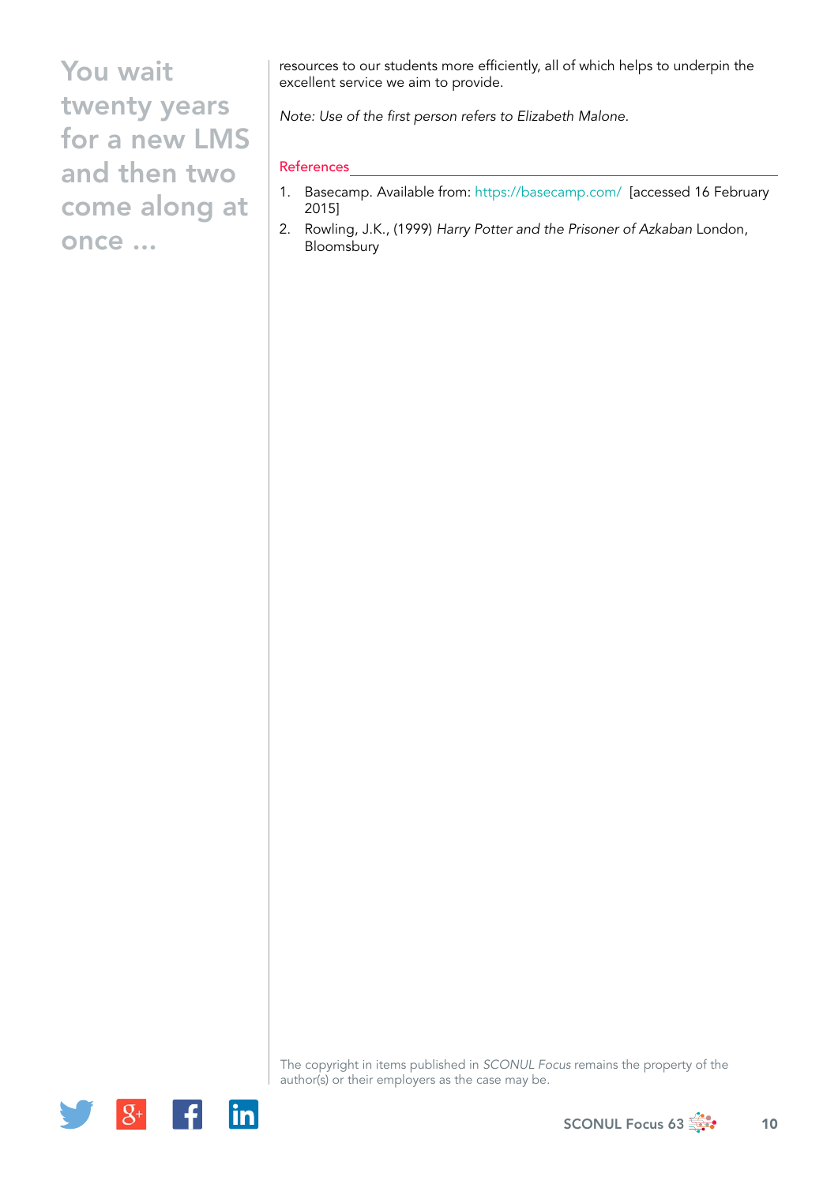resources to our students more efficiently, all of which helps to underpin the excellent service we aim to provide.

*Note: Use of the first person refers to Elizabeth Malone.*

## References

1. Basecamp. Available from: https://basecamp.com/ [accessed 16 February 2015]
2. Rowling, J.K., (1999) *Harry Potter and the Prisoner of Azkaban* London, Bloomsbury

The copyright in items published in *SCONUL Focus* remains the property of the author(s) or their employers as the case may be.